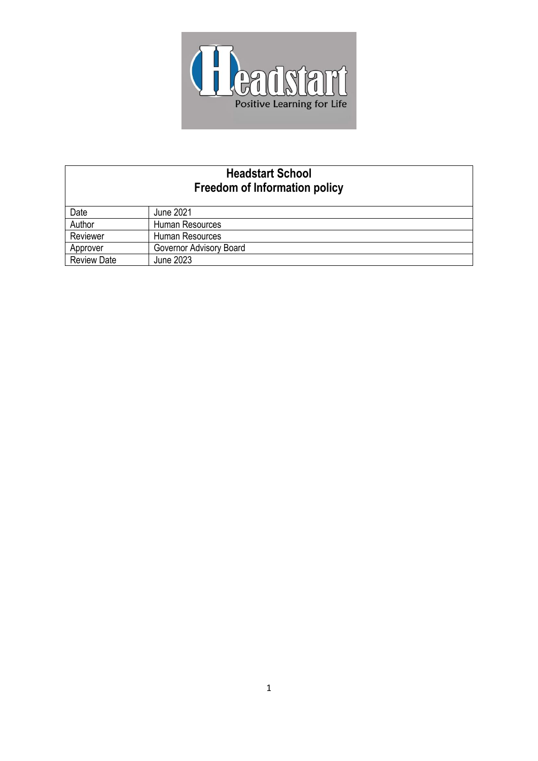| Headstart School<br>Freedom of Information policy | |
|---|---|
| Date | June 2021 |
| Author | Human Resources |
| Reviewer | Human Resources |
| Approver | Governor Advisory Board |
| Review Date | June 2023 |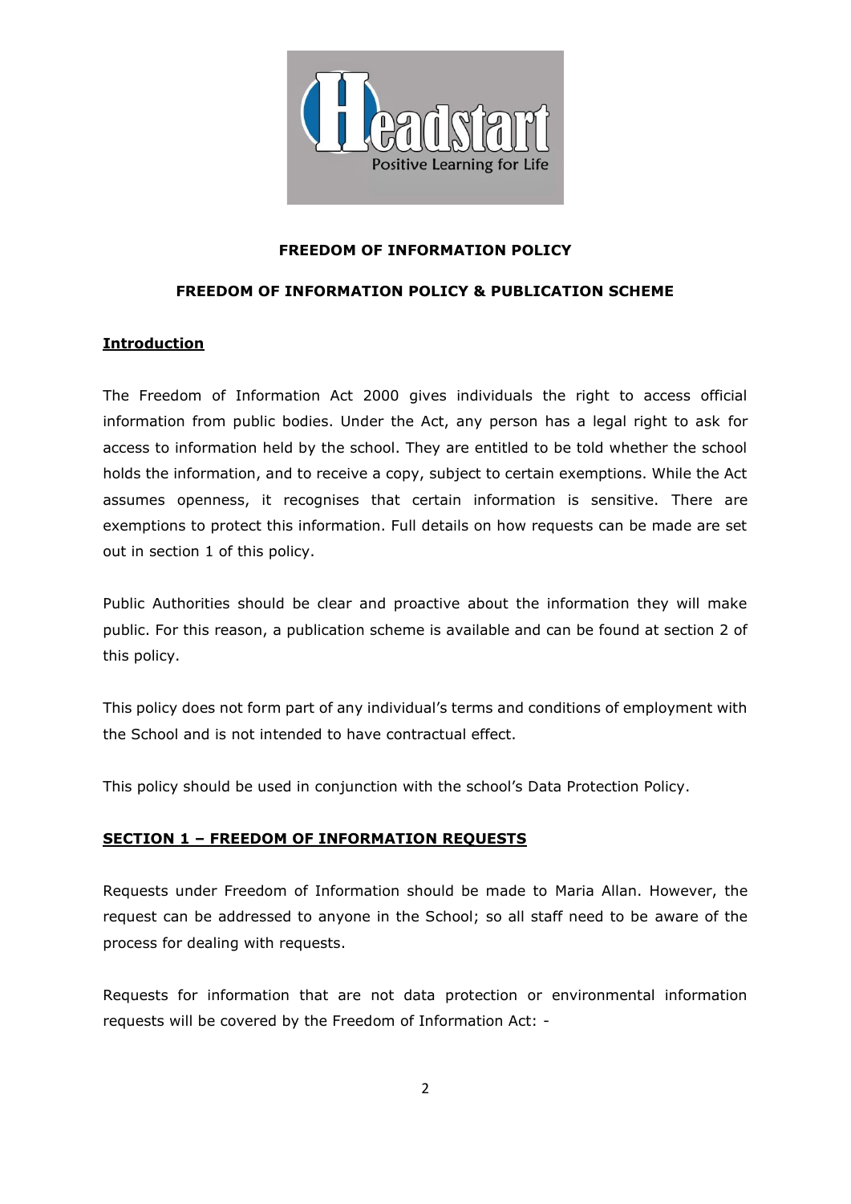# FREEDOM OF INFORMATION POLICY

## FREEDOM OF INFORMATION POLICY & PUBLICATION SCHEME

### Introduction

The Freedom of Information Act 2000 gives individuals the right to access official information from public bodies. Under the Act, any person has a legal right to ask for access to information held by the school. They are entitled to be told whether the school holds the information, and to receive a copy, subject to certain exemptions. While the Act assumes openness, it recognises that certain information is sensitive. There are exemptions to protect this information. Full details on how requests can be made are set out in section 1 of this policy.

Public Authorities should be clear and proactive about the information they will make public. For this reason, a publication scheme is available and can be found at section 2 of this policy.

This policy does not form part of any individual's terms and conditions of employment with the School and is not intended to have contractual effect.

This policy should be used in conjunction with the school's Data Protection Policy.

### SECTION 1 – FREEDOM OF INFORMATION REQUESTS

Requests under Freedom of Information should be made to Maria Allan. However, the request can be addressed to anyone in the School; so all staff need to be aware of the process for dealing with requests.

Requests for information that are not data protection or environmental information requests will be covered by the Freedom of Information Act: -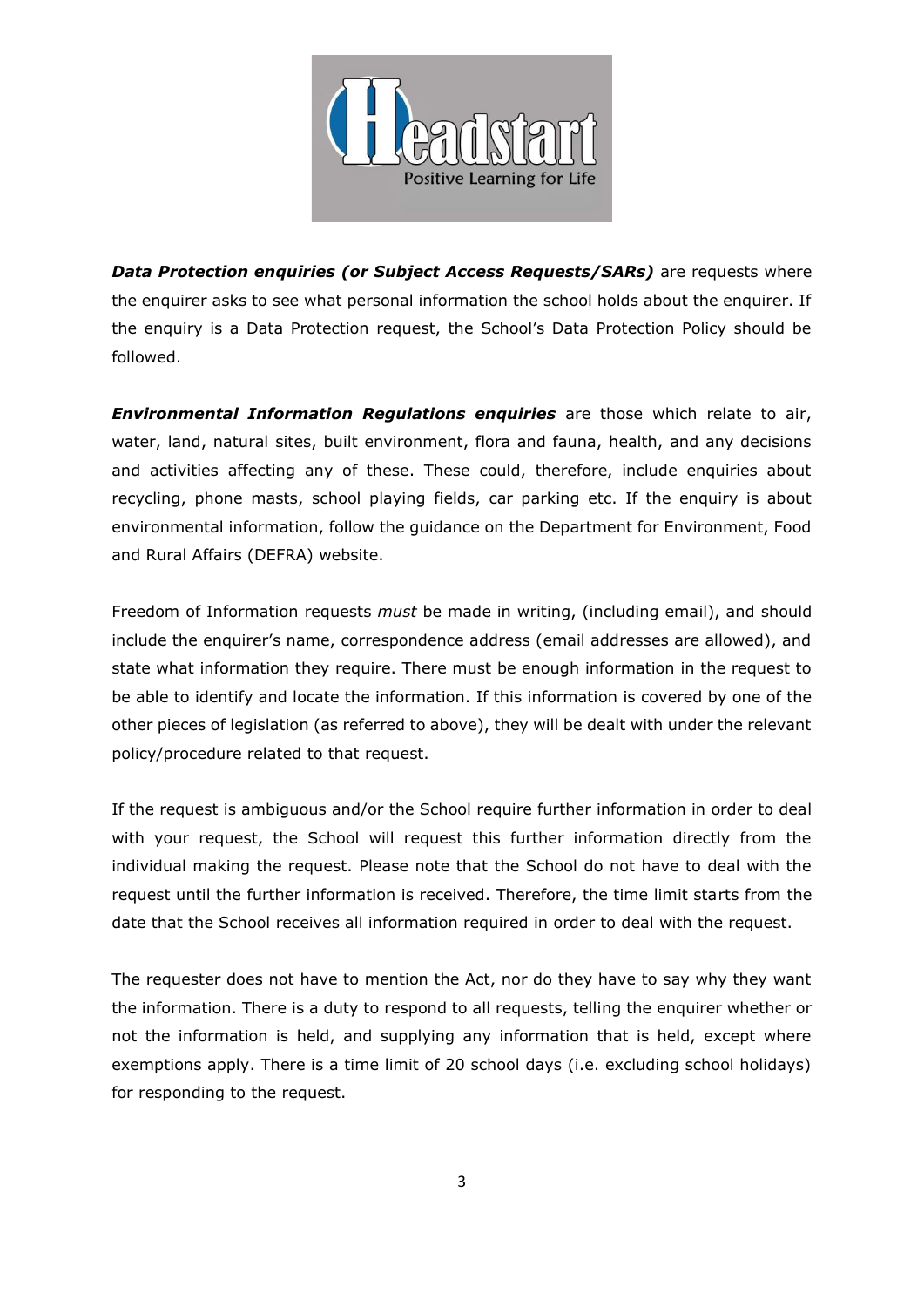***Data Protection enquiries (or Subject Access Requests/SARs)*** are requests where the enquirer asks to see what personal information the school holds about the enquirer. If the enquiry is a Data Protection request, the School's Data Protection Policy should be followed.

***Environmental Information Regulations enquiries*** are those which relate to air, water, land, natural sites, built environment, flora and fauna, health, and any decisions and activities affecting any of these. These could, therefore, include enquiries about recycling, phone masts, school playing fields, car parking etc. If the enquiry is about environmental information, follow the guidance on the Department for Environment, Food and Rural Affairs (DEFRA) website.

Freedom of Information requests *must* be made in writing, (including email), and should include the enquirer's name, correspondence address (email addresses are allowed), and state what information they require. There must be enough information in the request to be able to identify and locate the information. If this information is covered by one of the other pieces of legislation (as referred to above), they will be dealt with under the relevant policy/procedure related to that request.

If the request is ambiguous and/or the School require further information in order to deal with your request, the School will request this further information directly from the individual making the request. Please note that the School do not have to deal with the request until the further information is received. Therefore, the time limit starts from the date that the School receives all information required in order to deal with the request.

The requester does not have to mention the Act, nor do they have to say why they want the information. There is a duty to respond to all requests, telling the enquirer whether or not the information is held, and supplying any information that is held, except where exemptions apply. There is a time limit of 20 school days (i.e. excluding school holidays) for responding to the request.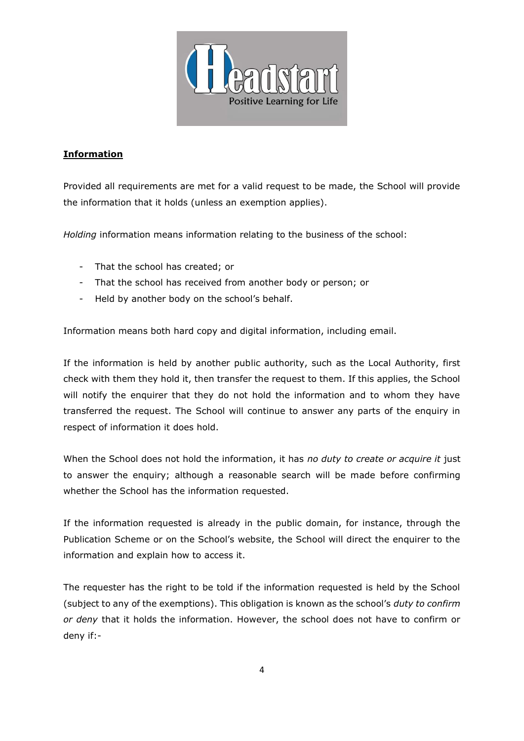**Information**

Provided all requirements are met for a valid request to be made, the School will provide the information that it holds (unless an exemption applies).

*Holding* information means information relating to the business of the school:

- That the school has created; or
- That the school has received from another body or person; or
- Held by another body on the school's behalf.

Information means both hard copy and digital information, including email.

If the information is held by another public authority, such as the Local Authority, first check with them they hold it, then transfer the request to them. If this applies, the School will notify the enquirer that they do not hold the information and to whom they have transferred the request. The School will continue to answer any parts of the enquiry in respect of information it does hold.

When the School does not hold the information, it has *no duty to create or acquire it* just to answer the enquiry; although a reasonable search will be made before confirming whether the School has the information requested.

If the information requested is already in the public domain, for instance, through the Publication Scheme or on the School's website, the School will direct the enquirer to the information and explain how to access it.

The requester has the right to be told if the information requested is held by the School (subject to any of the exemptions). This obligation is known as the school's *duty to confirm or deny* that it holds the information. However, the school does not have to confirm or deny if:-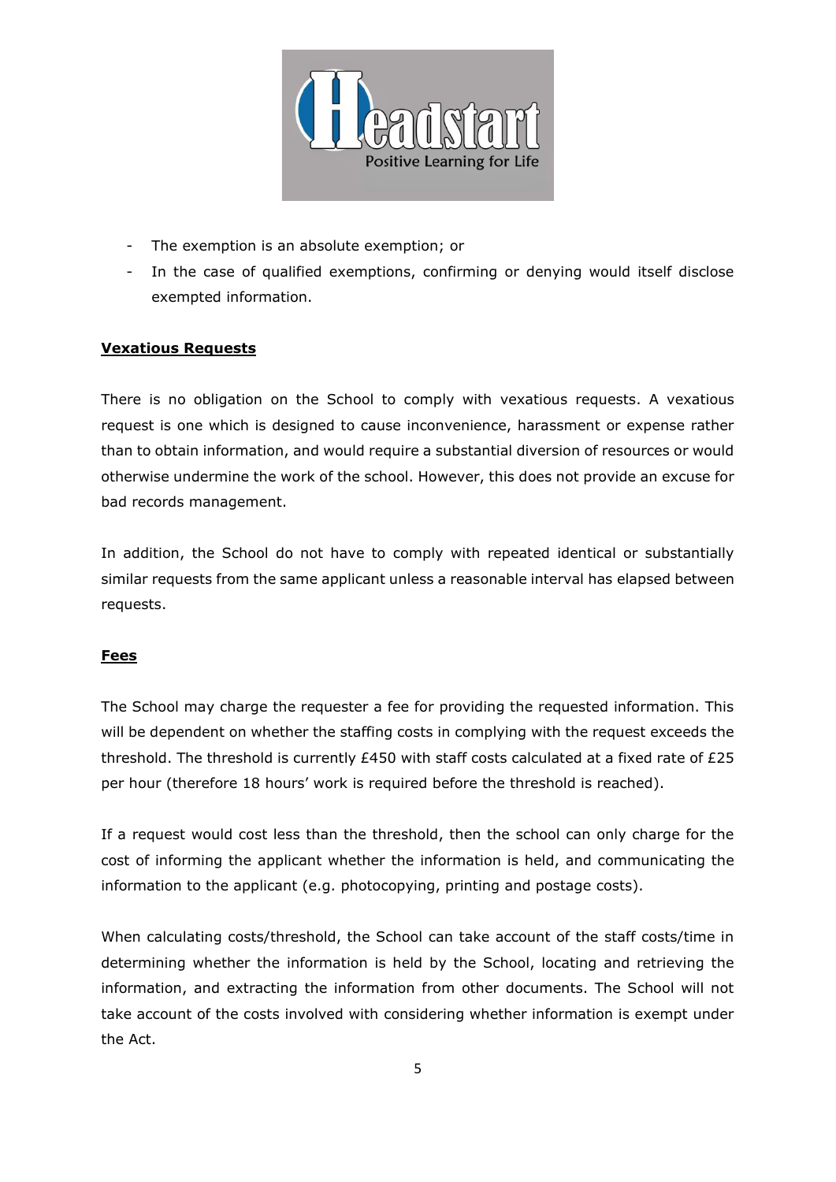- The exemption is an absolute exemption; or
- In the case of qualified exemptions, confirming or denying would itself disclose exempted information.

**Vexatious Requests**

There is no obligation on the School to comply with vexatious requests. A vexatious request is one which is designed to cause inconvenience, harassment or expense rather than to obtain information, and would require a substantial diversion of resources or would otherwise undermine the work of the school. However, this does not provide an excuse for bad records management.

In addition, the School do not have to comply with repeated identical or substantially similar requests from the same applicant unless a reasonable interval has elapsed between requests.

**Fees**

The School may charge the requester a fee for providing the requested information. This will be dependent on whether the staffing costs in complying with the request exceeds the threshold. The threshold is currently £450 with staff costs calculated at a fixed rate of £25 per hour (therefore 18 hours' work is required before the threshold is reached).

If a request would cost less than the threshold, then the school can only charge for the cost of informing the applicant whether the information is held, and communicating the information to the applicant (e.g. photocopying, printing and postage costs).

When calculating costs/threshold, the School can take account of the staff costs/time in determining whether the information is held by the School, locating and retrieving the information, and extracting the information from other documents. The School will not take account of the costs involved with considering whether information is exempt under the Act.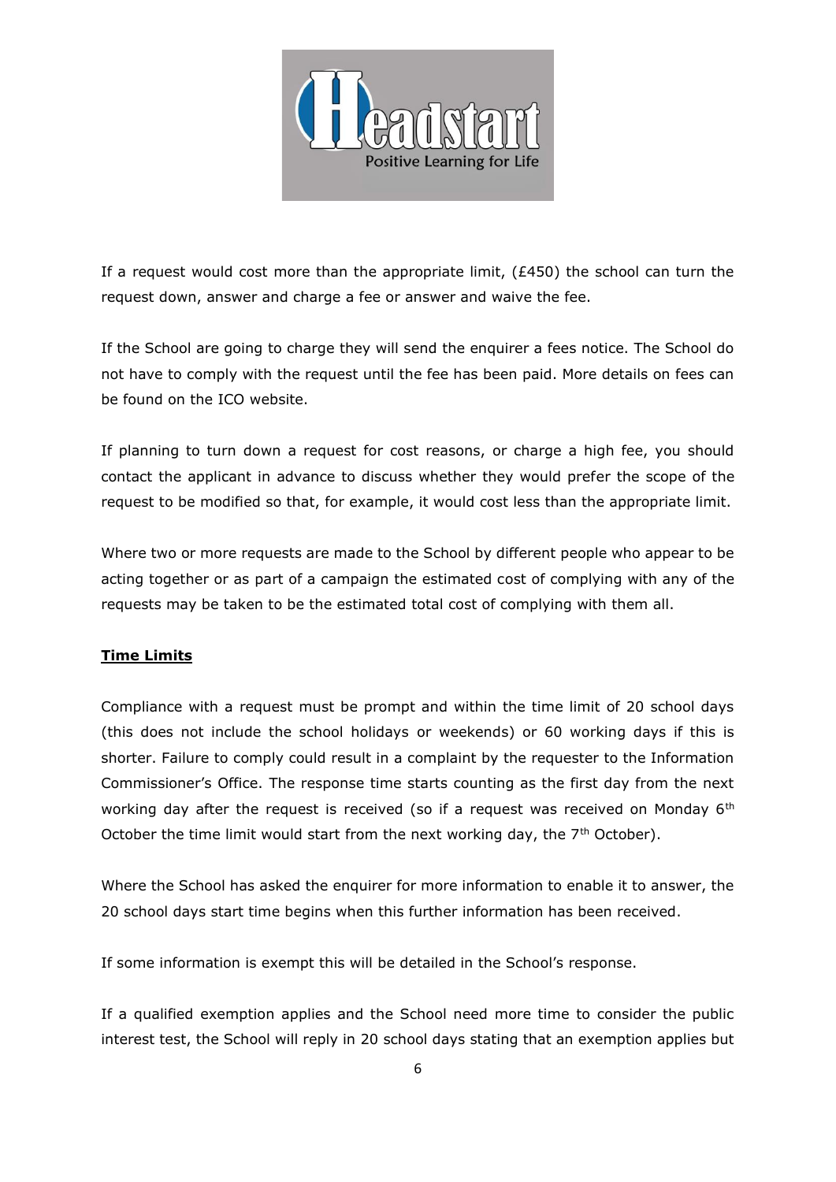If a request would cost more than the appropriate limit, (£450) the school can turn the request down, answer and charge a fee or answer and waive the fee.

If the School are going to charge they will send the enquirer a fees notice. The School do not have to comply with the request until the fee has been paid. More details on fees can be found on the ICO website.

If planning to turn down a request for cost reasons, or charge a high fee, you should contact the applicant in advance to discuss whether they would prefer the scope of the request to be modified so that, for example, it would cost less than the appropriate limit.

Where two or more requests are made to the School by different people who appear to be acting together or as part of a campaign the estimated cost of complying with any of the requests may be taken to be the estimated total cost of complying with them all.

**Time Limits**

Compliance with a request must be prompt and within the time limit of 20 school days (this does not include the school holidays or weekends) or 60 working days if this is shorter. Failure to comply could result in a complaint by the requester to the Information Commissioner's Office. The response time starts counting as the first day from the next working day after the request is received (so if a request was received on Monday 6th October the time limit would start from the next working day, the 7th October).

Where the School has asked the enquirer for more information to enable it to answer, the 20 school days start time begins when this further information has been received.

If some information is exempt this will be detailed in the School's response.

If a qualified exemption applies and the School need more time to consider the public interest test, the School will reply in 20 school days stating that an exemption applies but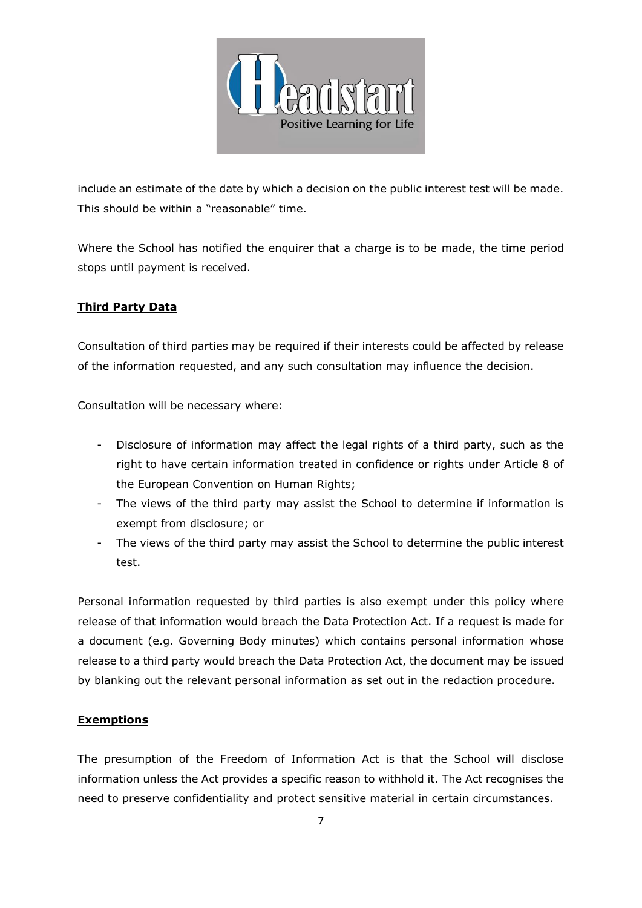include an estimate of the date by which a decision on the public interest test will be made. This should be within a "reasonable" time.

Where the School has notified the enquirer that a charge is to be made, the time period stops until payment is received.

**Third Party Data**

Consultation of third parties may be required if their interests could be affected by release of the information requested, and any such consultation may influence the decision.

Consultation will be necessary where:

- Disclosure of information may affect the legal rights of a third party, such as the right to have certain information treated in confidence or rights under Article 8 of the European Convention on Human Rights;
- The views of the third party may assist the School to determine if information is exempt from disclosure; or
- The views of the third party may assist the School to determine the public interest test.

Personal information requested by third parties is also exempt under this policy where release of that information would breach the Data Protection Act. If a request is made for a document (e.g. Governing Body minutes) which contains personal information whose release to a third party would breach the Data Protection Act, the document may be issued by blanking out the relevant personal information as set out in the redaction procedure.

**Exemptions**

The presumption of the Freedom of Information Act is that the School will disclose information unless the Act provides a specific reason to withhold it. The Act recognises the need to preserve confidentiality and protect sensitive material in certain circumstances.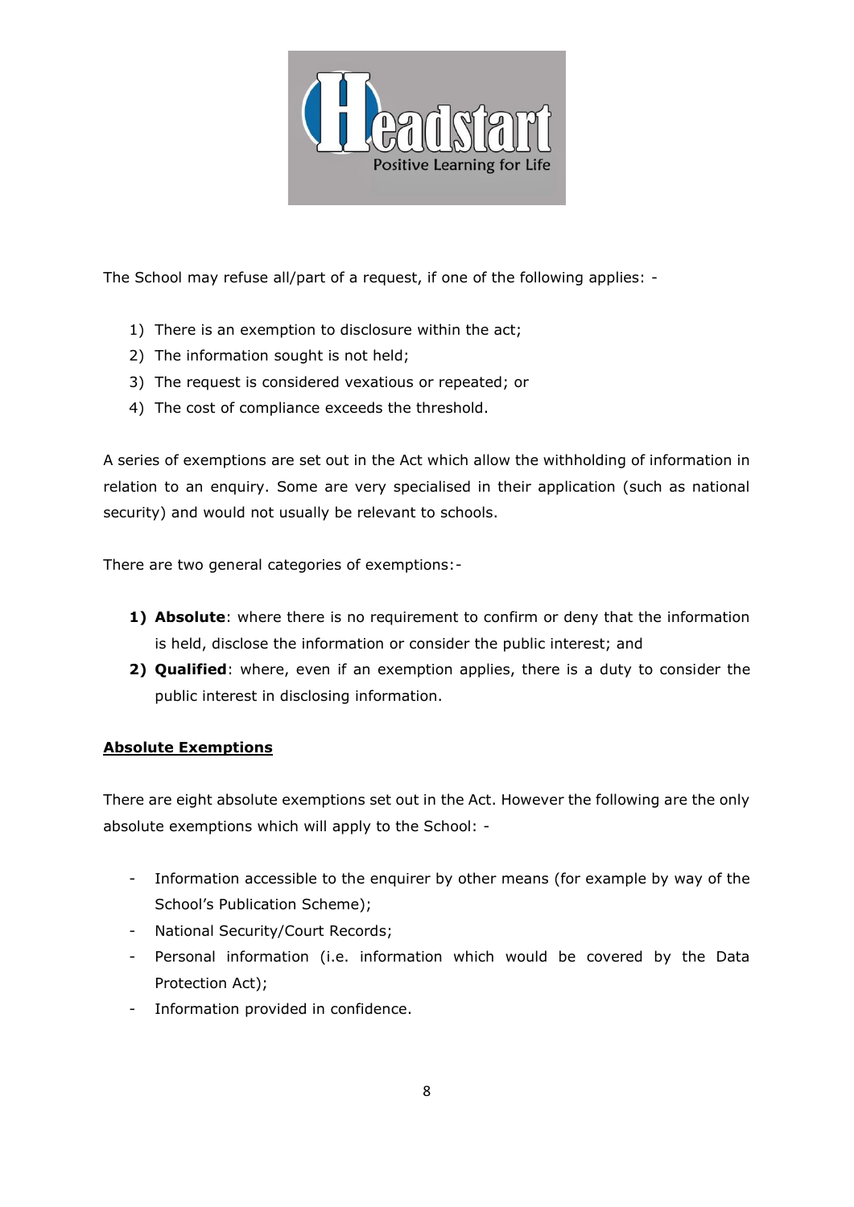The School may refuse all/part of a request, if one of the following applies: -

1) There is an exemption to disclosure within the act;
2) The information sought is not held;
3) The request is considered vexatious or repeated; or
4) The cost of compliance exceeds the threshold.

A series of exemptions are set out in the Act which allow the withholding of information in relation to an enquiry. Some are very specialised in their application (such as national security) and would not usually be relevant to schools.

There are two general categories of exemptions:-

1) **Absolute**: where there is no requirement to confirm or deny that the information is held, disclose the information or consider the public interest; and
2) **Qualified**: where, even if an exemption applies, there is a duty to consider the public interest in disclosing information.

## Absolute Exemptions

There are eight absolute exemptions set out in the Act. However the following are the only absolute exemptions which will apply to the School: -

- Information accessible to the enquirer by other means (for example by way of the School's Publication Scheme);
- National Security/Court Records;
- Personal information (i.e. information which would be covered by the Data Protection Act);
- Information provided in confidence.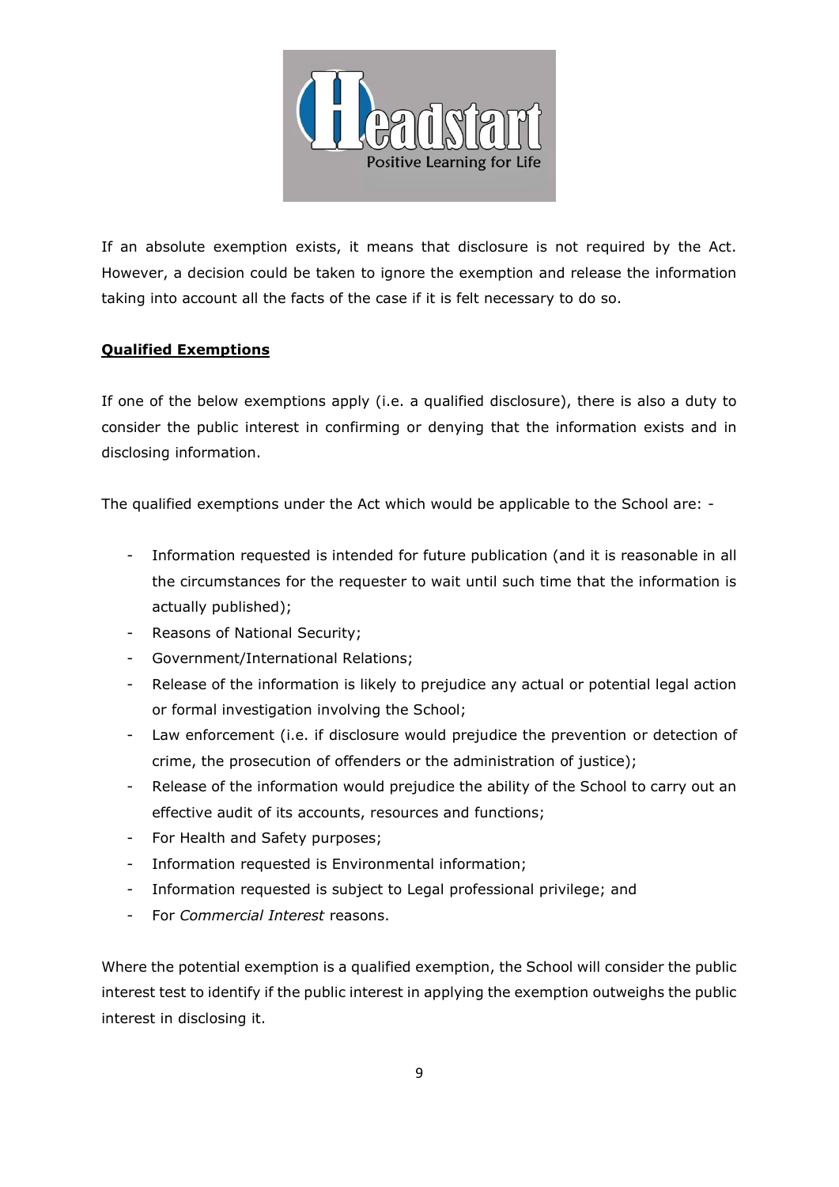If an absolute exemption exists, it means that disclosure is not required by the Act. However, a decision could be taken to ignore the exemption and release the information taking into account all the facts of the case if it is felt necessary to do so.

**Qualified Exemptions**

If one of the below exemptions apply (i.e. a qualified disclosure), there is also a duty to consider the public interest in confirming or denying that the information exists and in disclosing information.

The qualified exemptions under the Act which would be applicable to the School are: -

- Information requested is intended for future publication (and it is reasonable in all the circumstances for the requester to wait until such time that the information is actually published);
- Reasons of National Security;
- Government/International Relations;
- Release of the information is likely to prejudice any actual or potential legal action or formal investigation involving the School;
- Law enforcement (i.e. if disclosure would prejudice the prevention or detection of crime, the prosecution of offenders or the administration of justice);
- Release of the information would prejudice the ability of the School to carry out an effective audit of its accounts, resources and functions;
- For Health and Safety purposes;
- Information requested is Environmental information;
- Information requested is subject to Legal professional privilege; and
- For *Commercial Interest* reasons.

Where the potential exemption is a qualified exemption, the School will consider the public interest test to identify if the public interest in applying the exemption outweighs the public interest in disclosing it.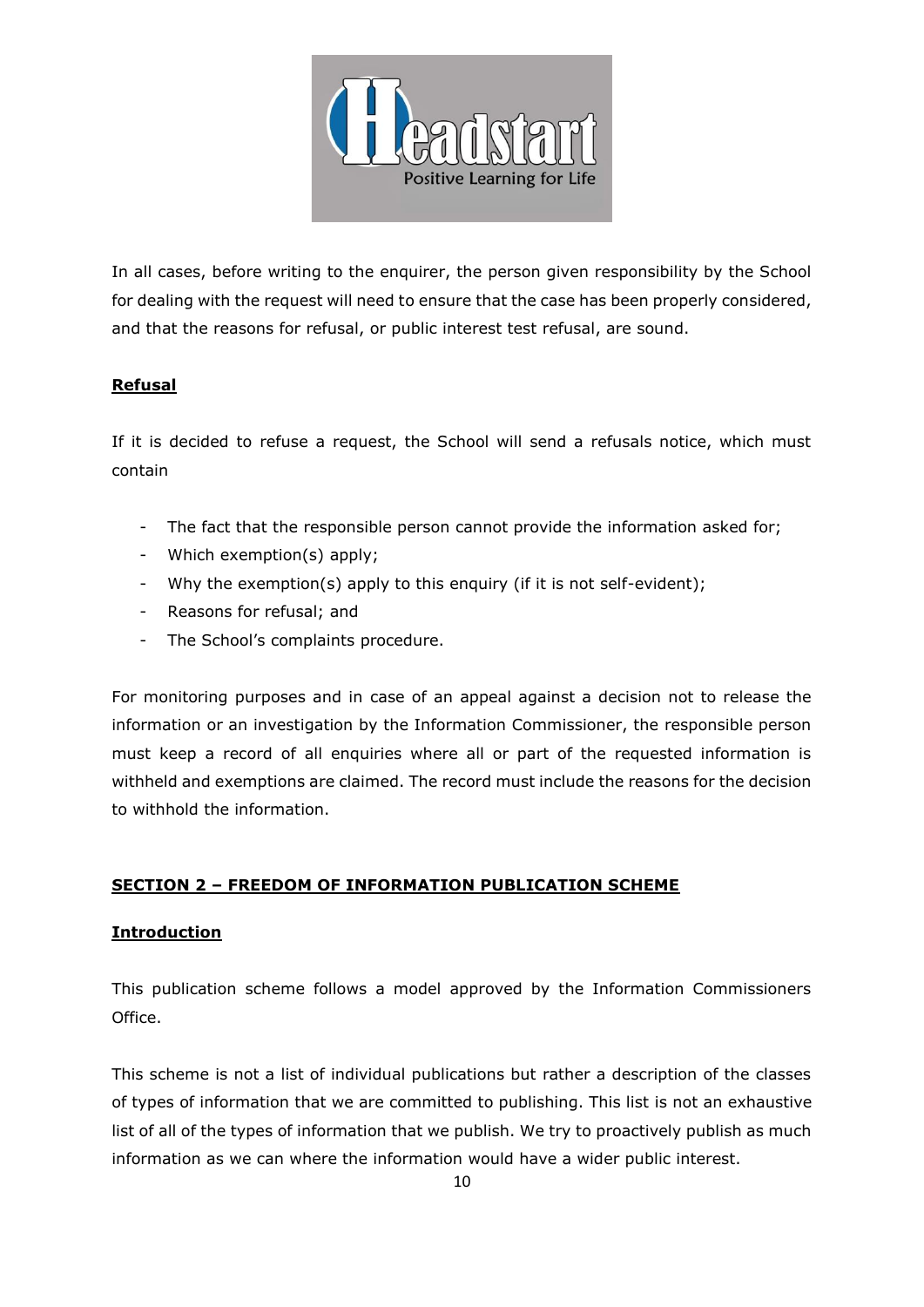In all cases, before writing to the enquirer, the person given responsibility by the School for dealing with the request will need to ensure that the case has been properly considered, and that the reasons for refusal, or public interest test refusal, are sound.

**Refusal**

If it is decided to refuse a request, the School will send a refusals notice, which must contain

- The fact that the responsible person cannot provide the information asked for;
- Which exemption(s) apply;
- Why the exemption(s) apply to this enquiry (if it is not self-evident);
- Reasons for refusal; and
- The School's complaints procedure.

For monitoring purposes and in case of an appeal against a decision not to release the information or an investigation by the Information Commissioner, the responsible person must keep a record of all enquiries where all or part of the requested information is withheld and exemptions are claimed. The record must include the reasons for the decision to withhold the information.

## SECTION 2 – FREEDOM OF INFORMATION PUBLICATION SCHEME

**Introduction**

This publication scheme follows a model approved by the Information Commissioners Office.

This scheme is not a list of individual publications but rather a description of the classes of types of information that we are committed to publishing. This list is not an exhaustive list of all of the types of information that we publish. We try to proactively publish as much information as we can where the information would have a wider public interest.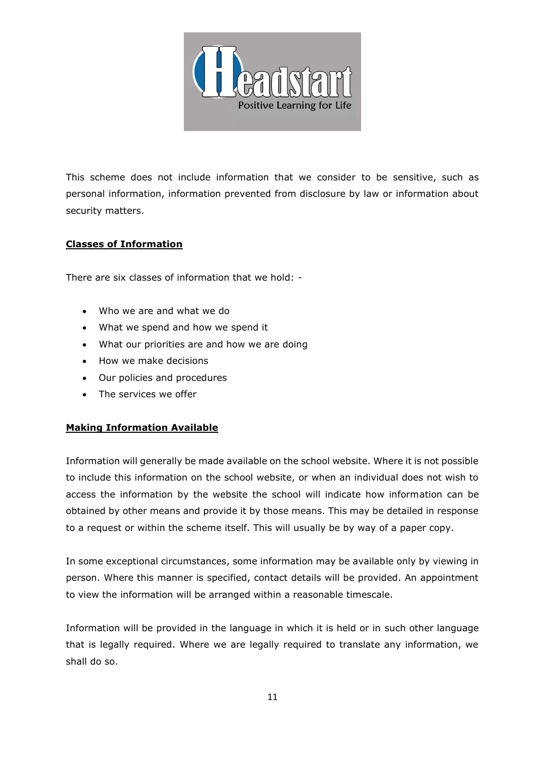This scheme does not include information that we consider to be sensitive, such as personal information, information prevented from disclosure by law or information about security matters.

**Classes of Information**

There are six classes of information that we hold: -

- Who we are and what we do
- What we spend and how we spend it
- What our priorities are and how we are doing
- How we make decisions
- Our policies and procedures
- The services we offer

**Making Information Available**

Information will generally be made available on the school website. Where it is not possible to include this information on the school website, or when an individual does not wish to access the information by the website the school will indicate how information can be obtained by other means and provide it by those means. This may be detailed in response to a request or within the scheme itself. This will usually be by way of a paper copy.

In some exceptional circumstances, some information may be available only by viewing in person. Where this manner is specified, contact details will be provided. An appointment to view the information will be arranged within a reasonable timescale.

Information will be provided in the language in which it is held or in such other language that is legally required. Where we are legally required to translate any information, we shall do so.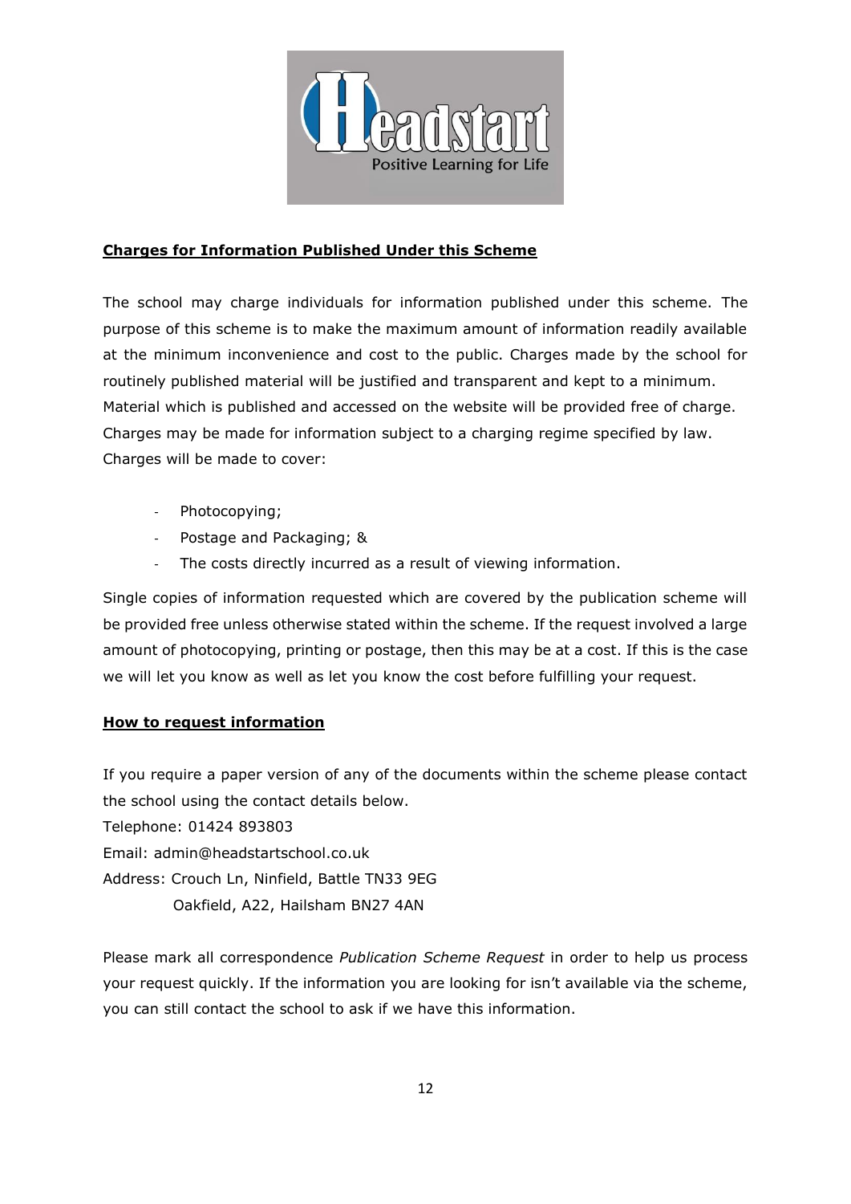## Charges for Information Published Under this Scheme

The school may charge individuals for information published under this scheme. The purpose of this scheme is to make the maximum amount of information readily available at the minimum inconvenience and cost to the public. Charges made by the school for routinely published material will be justified and transparent and kept to a minimum. Material which is published and accessed on the website will be provided free of charge. Charges may be made for information subject to a charging regime specified by law. Charges will be made to cover:

- Photocopying;
- Postage and Packaging; &
- The costs directly incurred as a result of viewing information.

Single copies of information requested which are covered by the publication scheme will be provided free unless otherwise stated within the scheme. If the request involved a large amount of photocopying, printing or postage, then this may be at a cost. If this is the case we will let you know as well as let you know the cost before fulfilling your request.

## How to request information

If you require a paper version of any of the documents within the scheme please contact the school using the contact details below.

Telephone: 01424 893803

Email: admin@headstartschool.co.uk

Address: Crouch Ln, Ninfield, Battle TN33 9EG

Oakfield, A22, Hailsham BN27 4AN

Please mark all correspondence *Publication Scheme Request* in order to help us process your request quickly. If the information you are looking for isn't available via the scheme, you can still contact the school to ask if we have this information.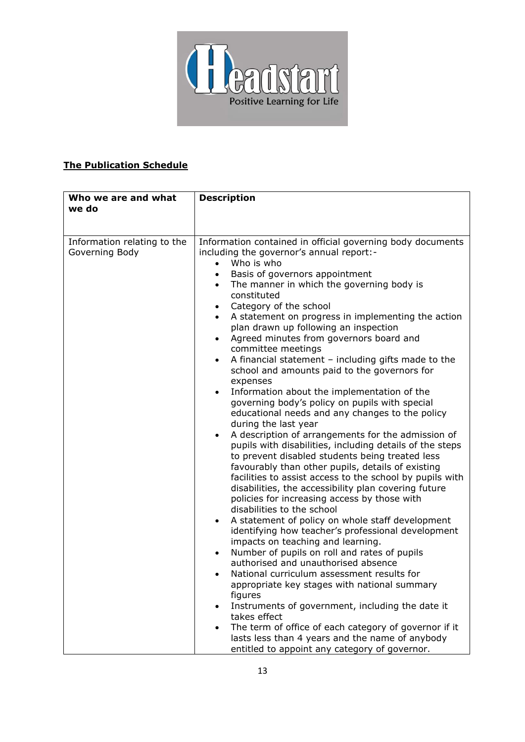## **The Publication Schedule**

| **Who we are and what we do** | **Description** |
| --- | --- |
| Information relating to the Governing Body | Information contained in official governing body documents including the governor's annual report:-<br>• Who is who<br>• Basis of governors appointment<br>• The manner in which the governing body is constituted<br>• Category of the school<br>• A statement on progress in implementing the action plan drawn up following an inspection<br>• Agreed minutes from governors board and committee meetings<br>• A financial statement – including gifts made to the school and amounts paid to the governors for expenses<br>• Information about the implementation of the governing body's policy on pupils with special educational needs and any changes to the policy during the last year<br>• A description of arrangements for the admission of pupils with disabilities, including details of the steps to prevent disabled students being treated less favourably than other pupils, details of existing facilities to assist access to the school by pupils with disabilities, the accessibility plan covering future policies for increasing access by those with disabilities to the school<br>• A statement of policy on whole staff development identifying how teacher's professional development impacts on teaching and learning.<br>• Number of pupils on roll and rates of pupils authorised and unauthorised absence<br>• National curriculum assessment results for appropriate key stages with national summary figures<br>• Instruments of government, including the date it takes effect<br>• The term of office of each category of governor if it lasts less than 4 years and the name of anybody entitled to appoint any category of governor. |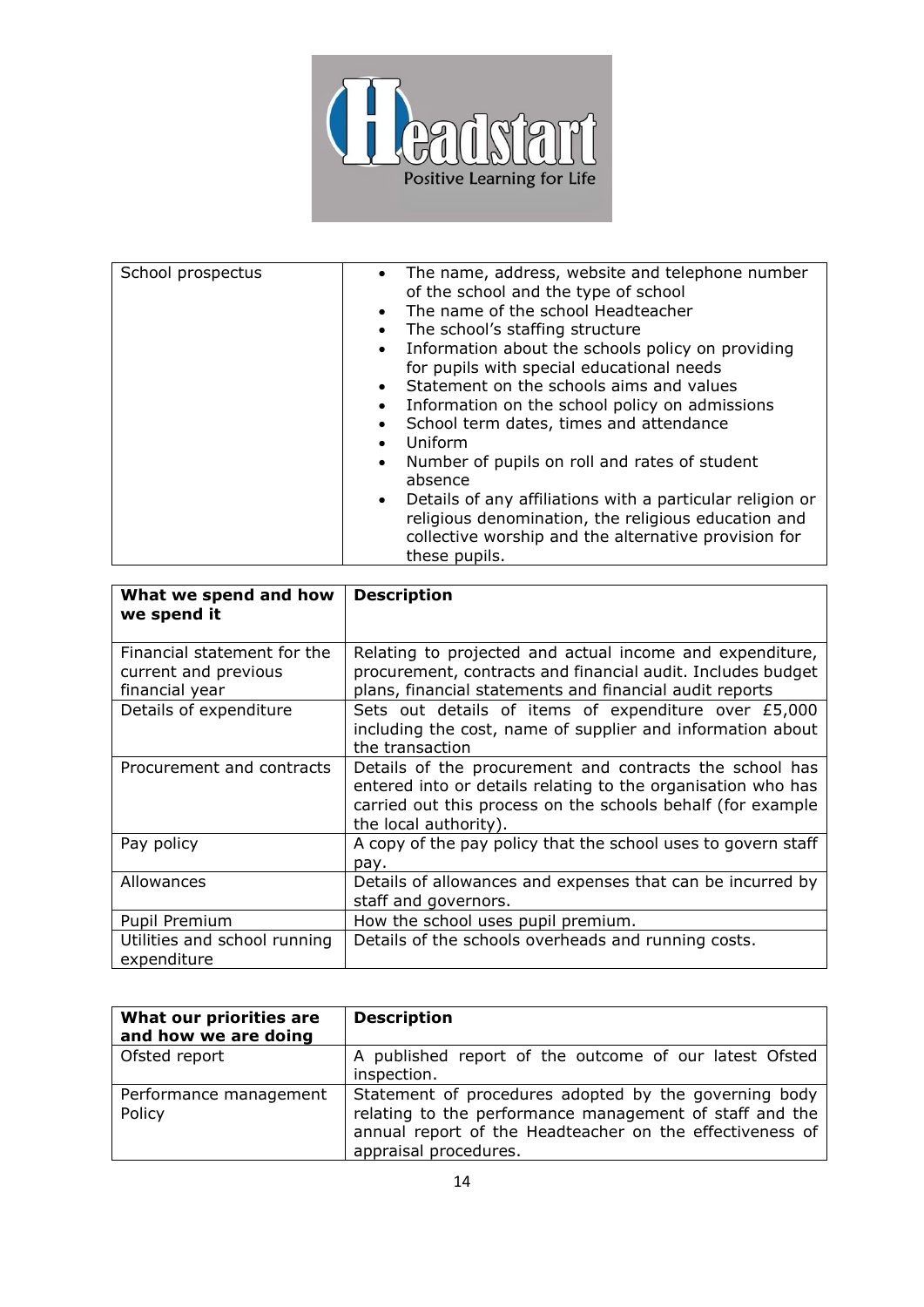| School prospectus | • The name, address, website and telephone number of the school and the type of school<br>• The name of the school Headteacher<br>• The school's staffing structure<br>• Information about the schools policy on providing for pupils with special educational needs<br>• Statement on the schools aims and values<br>• Information on the school policy on admissions<br>• School term dates, times and attendance<br>• Uniform<br>• Number of pupils on roll and rates of student absence<br>• Details of any affiliations with a particular religion or religious denomination, the religious education and collective worship and the alternative provision for these pupils. |
|---|---|

| **What we spend and how we spend it** | **Description** |
|---|---|
| Financial statement for the current and previous financial year | Relating to projected and actual income and expenditure, procurement, contracts and financial audit. Includes budget plans, financial statements and financial audit reports |
| Details of expenditure | Sets out details of items of expenditure over £5,000 including the cost, name of supplier and information about the transaction |
| Procurement and contracts | Details of the procurement and contracts the school has entered into or details relating to the organisation who has carried out this process on the schools behalf (for example the local authority). |
| Pay policy | A copy of the pay policy that the school uses to govern staff pay. |
| Allowances | Details of allowances and expenses that can be incurred by staff and governors. |
| Pupil Premium | How the school uses pupil premium. |
| Utilities and school running expenditure | Details of the schools overheads and running costs. |

| **What our priorities are and how we are doing** | **Description** |
|---|---|
| Ofsted report | A published report of the outcome of our latest Ofsted inspection. |
| Performance management Policy | Statement of procedures adopted by the governing body relating to the performance management of staff and the annual report of the Headteacher on the effectiveness of appraisal procedures. |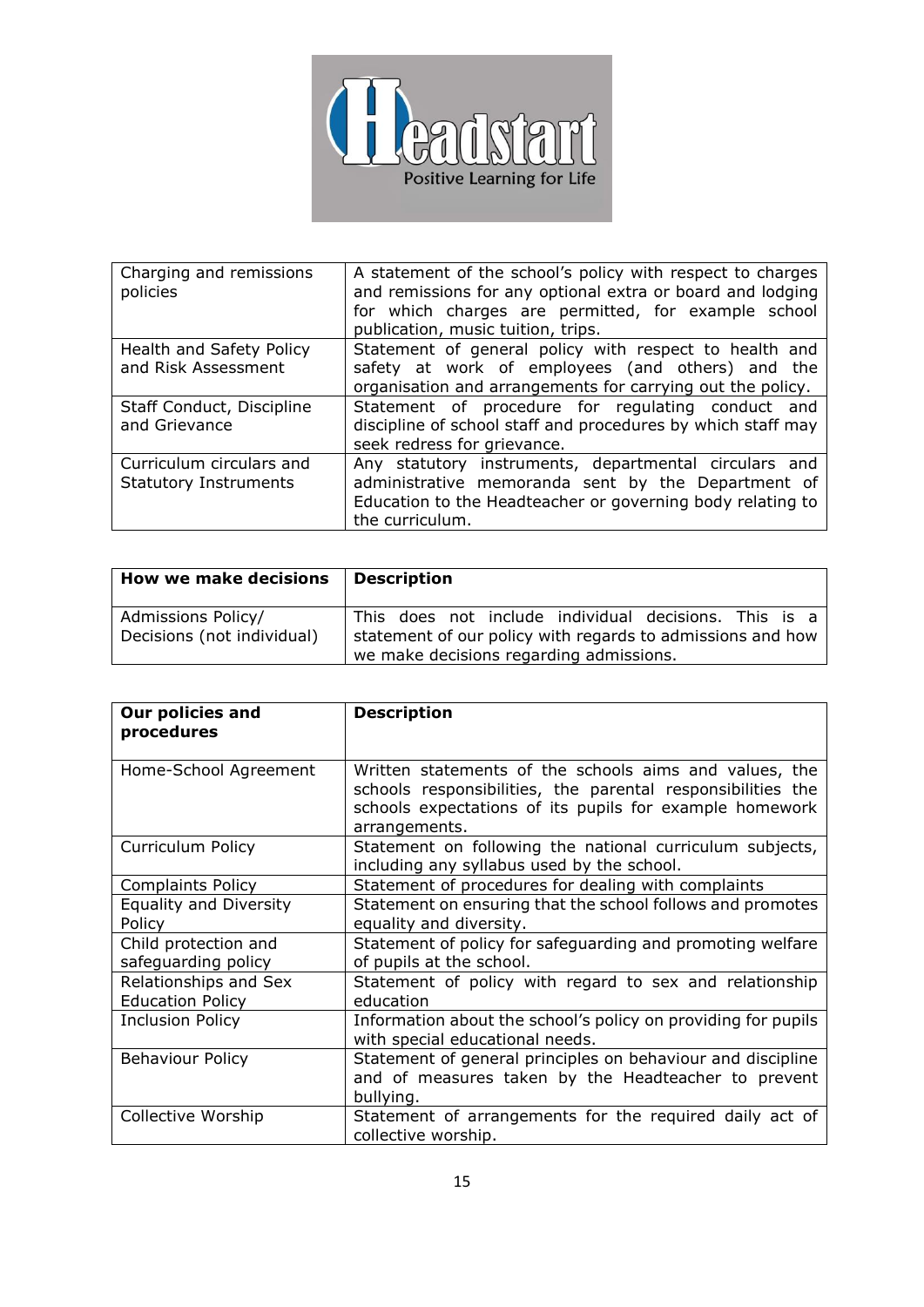| Charging and remissions policies | A statement of the school's policy with respect to charges and remissions for any optional extra or board and lodging for which charges are permitted, for example school publication, music tuition, trips. |
|---|---|
| Health and Safety Policy and Risk Assessment | Statement of general policy with respect to health and safety at work of employees (and others) and the organisation and arrangements for carrying out the policy. |
| Staff Conduct, Discipline and Grievance | Statement of procedure for regulating conduct and discipline of school staff and procedures by which staff may seek redress for grievance. |
| Curriculum circulars and Statutory Instruments | Any statutory instruments, departmental circulars and administrative memoranda sent by the Department of Education to the Headteacher or governing body relating to the curriculum. |

| **How we make decisions** | **Description** |
|---|---|
| Admissions Policy/ Decisions (not individual) | This does not include individual decisions. This is a statement of our policy with regards to admissions and how we make decisions regarding admissions. |

| **Our policies and procedures** | **Description** |
|---|---|
| Home-School Agreement | Written statements of the schools aims and values, the schools responsibilities, the parental responsibilities the schools expectations of its pupils for example homework arrangements. |
| Curriculum Policy | Statement on following the national curriculum subjects, including any syllabus used by the school. |
| Complaints Policy | Statement of procedures for dealing with complaints |
| Equality and Diversity Policy | Statement on ensuring that the school follows and promotes equality and diversity. |
| Child protection and safeguarding policy | Statement of policy for safeguarding and promoting welfare of pupils at the school. |
| Relationships and Sex Education Policy | Statement of policy with regard to sex and relationship education |
| Inclusion Policy | Information about the school's policy on providing for pupils with special educational needs. |
| Behaviour Policy | Statement of general principles on behaviour and discipline and of measures taken by the Headteacher to prevent bullying. |
| Collective Worship | Statement of arrangements for the required daily act of collective worship. |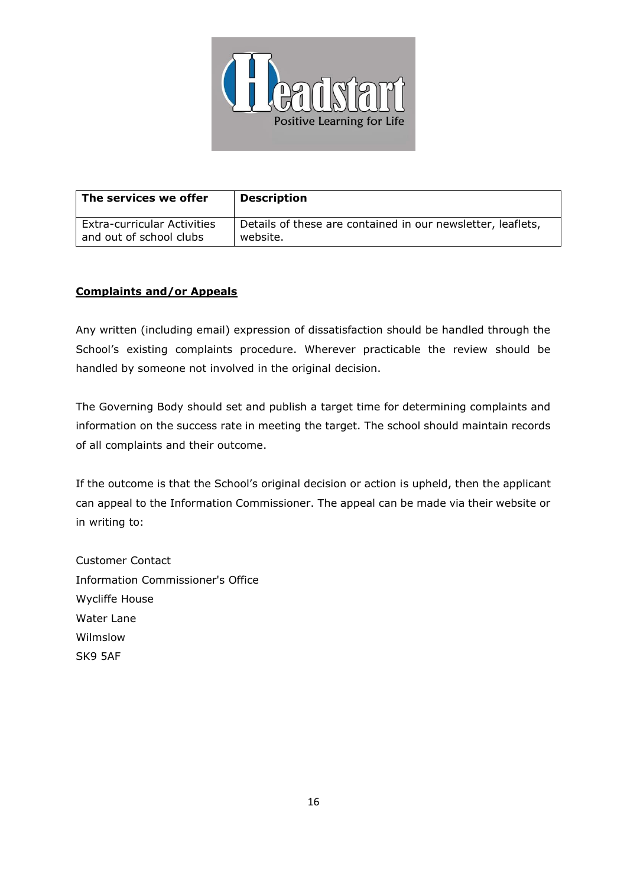| The services we offer | Description |
| --- | --- |
| Extra-curricular Activities and out of school clubs | Details of these are contained in our newsletter, leaflets, website. |

**Complaints and/or Appeals**

Any written (including email) expression of dissatisfaction should be handled through the School's existing complaints procedure. Wherever practicable the review should be handled by someone not involved in the original decision.

The Governing Body should set and publish a target time for determining complaints and information on the success rate in meeting the target. The school should maintain records of all complaints and their outcome.

If the outcome is that the School's original decision or action is upheld, then the applicant can appeal to the Information Commissioner. The appeal can be made via their website or in writing to:

Customer Contact  
Information Commissioner's Office  
Wycliffe House  
Water Lane  
Wilmslow  
SK9 5AF